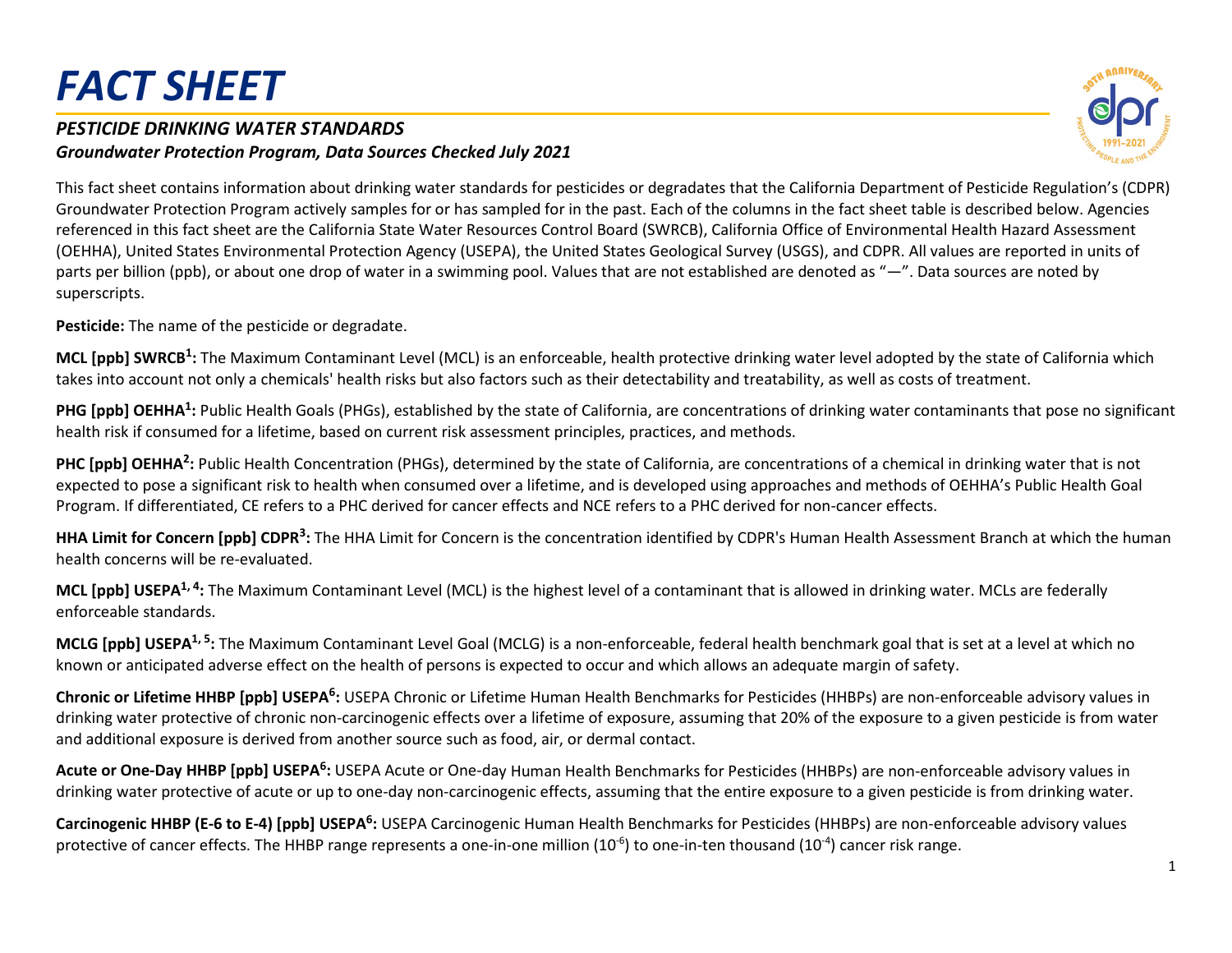# FACT SHEET

### *PESTICIDE DRINKING WATER STANDARDS*

***Groundwater Protection Program, Data Sources Checked July 2021***

This fact sheet contains information about drinking water standards for pesticides or degradates that the California Department of Pesticide Regulation's (CDPR) Groundwater Protection Program actively samples for or has sampled for in the past. Each of the columns in the fact sheet table is described below. Agencies referenced in this fact sheet are the California State Water Resources Control Board (SWRCB), California Office of Environmental Health Hazard Assessment (OEHHA), United States Environmental Protection Agency (USEPA), the United States Geological Survey (USGS), and CDPR. All values are reported in units of parts per billion (ppb), or about one drop of water in a swimming pool. Values that are not established are denoted as "—". Data sources are noted by superscripts.

**Pesticide:** The name of the pesticide or degradate.

**MCL [ppb] SWRCB[1]:** The Maximum Contaminant Level (MCL) is an enforceable, health protective drinking water level adopted by the state of California which takes into account not only a chemicals' health risks but also factors such as their detectability and treatability, as well as costs of treatment.

**PHG [ppb] OEHHA[1]:** Public Health Goals (PHGs), established by the state of California, are concentrations of drinking water contaminants that pose no significant health risk if consumed for a lifetime, based on current risk assessment principles, practices, and methods.

**PHC [ppb] OEHHA[2]:** Public Health Concentration (PHGs), determined by the state of California, are concentrations of a chemical in drinking water that is not expected to pose a significant risk to health when consumed over a lifetime, and is developed using approaches and methods of OEHHA's Public Health Goal Program. If differentiated, CE refers to a PHC derived for cancer effects and NCE refers to a PHC derived for non-cancer effects.

**HHA Limit for Concern [ppb] CDPR[3]:** The HHA Limit for Concern is the concentration identified by CDPR's Human Health Assessment Branch at which the human health concerns will be re-evaluated.

**MCL [ppb] USEPA[1, 4]:** The Maximum Contaminant Level (MCL) is the highest level of a contaminant that is allowed in drinking water. MCLs are federally enforceable standards.

**MCLG [ppb] USEPA[1, 5]:** The Maximum Contaminant Level Goal (MCLG) is a non-enforceable, federal health benchmark goal that is set at a level at which no known or anticipated adverse effect on the health of persons is expected to occur and which allows an adequate margin of safety.

**Chronic or Lifetime HHBP [ppb] USEPA[6]:** USEPA Chronic or Lifetime Human Health Benchmarks for Pesticides (HHBPs) are non-enforceable advisory values in drinking water protective of chronic non-carcinogenic effects over a lifetime of exposure, assuming that 20% of the exposure to a given pesticide is from water and additional exposure is derived from another source such as food, air, or dermal contact.

**Acute or One-Day HHBP [ppb] USEPA[6]:** USEPA Acute or One-day Human Health Benchmarks for Pesticides (HHBPs) are non-enforceable advisory values in drinking water protective of acute or up to one-day non-carcinogenic effects, assuming that the entire exposure to a given pesticide is from drinking water.

**Carcinogenic HHBP (E-6 to E-4) [ppb] USEPA[6]:** USEPA Carcinogenic Human Health Benchmarks for Pesticides (HHBPs) are non-enforceable advisory values protective of cancer effects. The HHBP range represents a one-in-one million ($10^{-6}$) to one-in-ten thousand ($10^{-4}$) cancer risk range.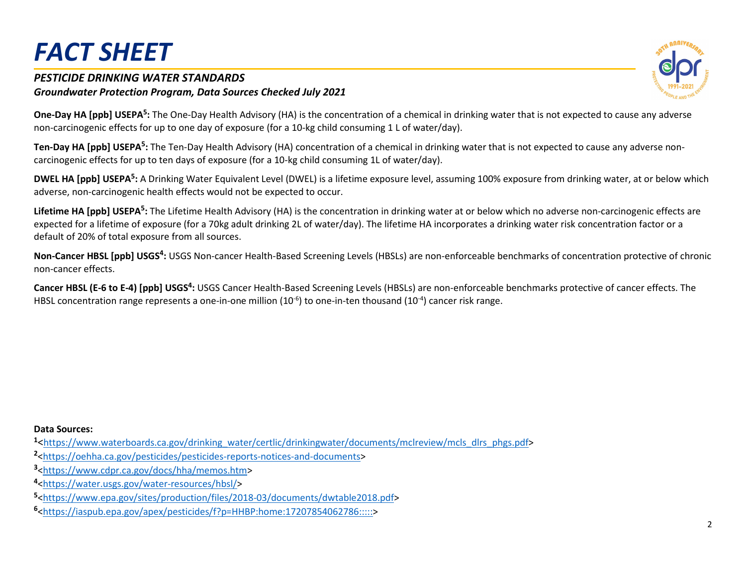# FACT SHEET

### *PESTICIDE DRINKING WATER STANDARDS*

***Groundwater Protection Program, Data Sources Checked July 2021***

**One-Day HA [ppb] USEPA[5]:** The One-Day Health Advisory (HA) is the concentration of a chemical in drinking water that is not expected to cause any adverse non-carcinogenic effects for up to one day of exposure (for a 10-kg child consuming 1 L of water/day).

**Ten-Day HA [ppb] USEPA[5]:** The Ten-Day Health Advisory (HA) concentration of a chemical in drinking water that is not expected to cause any adverse non-carcinogenic effects for up to ten days of exposure (for a 10-kg child consuming 1L of water/day).

**DWEL HA [ppb] USEPA[5]:** A Drinking Water Equivalent Level (DWEL) is a lifetime exposure level, assuming 100% exposure from drinking water, at or below which adverse, non-carcinogenic health effects would not be expected to occur.

**Lifetime HA [ppb] USEPA[5]:** The Lifetime Health Advisory (HA) is the concentration in drinking water at or below which no adverse non-carcinogenic effects are expected for a lifetime of exposure (for a 70kg adult drinking 2L of water/day). The lifetime HA incorporates a drinking water risk concentration factor or a default of 20% of total exposure from all sources.

**Non-Cancer HBSL [ppb] USGS[4]:** USGS Non-cancer Health-Based Screening Levels (HBSLs) are non-enforceable benchmarks of concentration protective of chronic non-cancer effects.

**Cancer HBSL (E-6 to E-4) [ppb] USGS[4]:** USGS Cancer Health-Based Screening Levels (HBSLs) are non-enforceable benchmarks protective of cancer effects. The HBSL concentration range represents a one-in-one million ($10^{-6}$) to one-in-ten thousand ($10^{-4}$) cancer risk range.

**Data Sources:**

[1]<https://www.waterboards.ca.gov/drinking_water/certlic/drinkingwater/documents/mclreview/mcls_dlrs_phgs.pdf>

[2]<https://oehha.ca.gov/pesticides/pesticides-reports-notices-and-documents>

[3]<https://www.cdpr.ca.gov/docs/hha/memos.htm>

[4]<https://water.usgs.gov/water-resources/hbsl/>

[5]<https://www.epa.gov/sites/production/files/2018-03/documents/dwtable2018.pdf>

[6]<https://iaspub.epa.gov/apex/pesticides/f?p=HHBP:home:17207854062786:::::>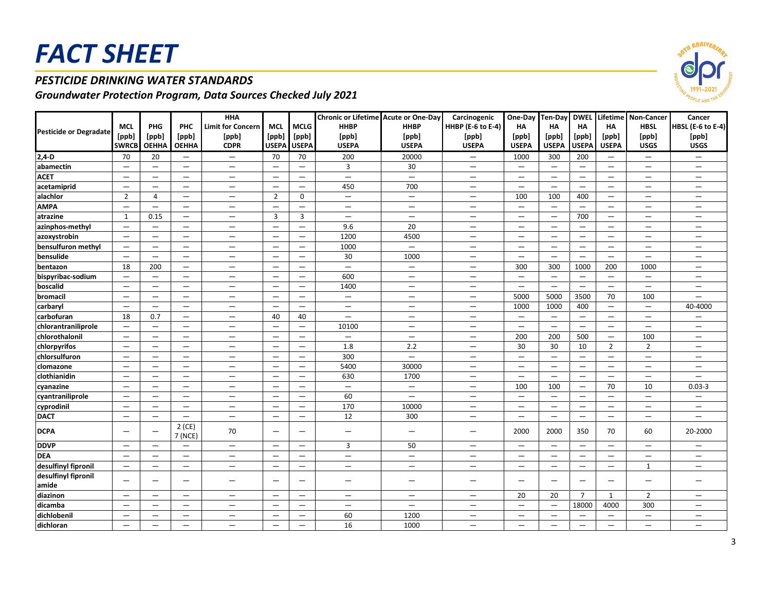# FACT SHEET

## *PESTICIDE DRINKING WATER STANDARDS*

### *Groundwater Protection Program, Data Sources Checked July 2021*

| Pesticide or Degradate | MCL [ppb] SWRCB | PHG [ppb] OEHHA | PHC [ppb] OEHHA | HHA Limit for Concern [ppb] CDPR | MCL [ppb] USEPA | MCLG [ppb] USEPA | Chronic or Lifetime HHBP [ppb] USEPA | Acute or One-Day HHBP [ppb] USEPA | Carcinogenic HHBP (E-6 to E-4) [ppb] USEPA | One-Day HA [ppb] USEPA | Ten-Day HA [ppb] USEPA | DWEL HA [ppb] USEPA | Lifetime HA [ppb] USEPA | Non-Cancer HBSL [ppb] USGS | Cancer HBSL (E-6 to E-4) [ppb] USGS |
|---|---|---|---|---|---|---|---|---|---|---|---|---|---|---|---|
| **2,4-D** | 70 | 20 | — | — | 70 | 70 | 200 | 20000 | — | 1000 | 300 | 200 | — | — | — |
| **abamectin** | — | — | — | — | — | — | 3 | 30 | — | — | — | — | — | — | — |
| **ACET** | — | — | — | — | — | — | — | — | — | — | — | — | — | — | — |
| **acetamiprid** | — | — | — | — | — | — | 450 | 700 | — | — | — | — | — | — | — |
| **alachlor** | 2 | 4 | — | — | 2 | 0 | — | — | — | 100 | 100 | 400 | — | — | — |
| **AMPA** | — | — | — | — | — | — | — | — | — | — | — | — | — | — | — |
| **atrazine** | 1 | 0.15 | — | — | 3 | 3 | — | — | — | — | — | 700 | — | — | — |
| **azinphos-methyl** | — | — | — | — | — | — | 9.6 | 20 | — | — | — | — | — | — | — |
| **azoxystrobin** | — | — | — | — | — | — | 1200 | 4500 | — | — | — | — | — | — | — |
| **bensulfuron methyl** | — | — | — | — | — | — | 1000 | — | — | — | — | — | — | — | — |
| **bensulide** | — | — | — | — | — | — | 30 | 1000 | — | — | — | — | — | — | — |
| **bentazon** | 18 | 200 | — | — | — | — | — | — | — | 300 | 300 | 1000 | 200 | 1000 | — |
| **bispyribac-sodium** | — | — | — | — | — | — | 600 | — | — | — | — | — | — | — | — |
| **boscalid** | — | — | — | — | — | — | 1400 | — | — | — | — | — | — | — | — |
| **bromacil** | — | — | — | — | — | — | — | — | — | 5000 | 5000 | 3500 | 70 | 100 | — |
| **carbaryl** | — | — | — | — | — | — | — | — | — | 1000 | 1000 | 400 | — | — | 40-4000 |
| **carbofuran** | 18 | 0.7 | — | — | 40 | 40 | — | — | — | — | — | — | — | — | — |
| **chlorantraniliprole** | — | — | — | — | — | — | 10100 | — | — | — | — | — | — | — | — |
| **chlorothalonil** | — | — | — | — | — | — | — | — | — | 200 | 200 | 500 | — | 100 | — |
| **chlorpyrifos** | — | — | — | — | — | — | 1.8 | 2.2 | — | 30 | 30 | 10 | 2 | 2 | — |
| **chlorsulfuron** | — | — | — | — | — | — | 300 | — | — | — | — | — | — | — | — |
| **clomazone** | — | — | — | — | — | — | 5400 | 30000 | — | — | — | — | — | — | — |
| **clothianidin** | — | — | — | — | — | — | 630 | 1700 | — | — | — | — | — | — | — |
| **cyanazine** | — | — | — | — | — | — | — | — | — | 100 | 100 | — | 70 | 10 | 0.03-3 |
| **cyantraniliprole** | — | — | — | — | — | — | 60 | — | — | — | — | — | — | — | — |
| **cyprodinil** | — | — | — | — | — | — | 170 | 10000 | — | — | — | — | — | — | — |
| **DACT** | — | — | — | — | — | — | 12 | 300 | — | — | — | — | — | — | — |
| **DCPA** | — | — | 2 (CE) 7 (NCE) | 70 | — | — | — | — | — | 2000 | 2000 | 350 | 70 | 60 | 20-2000 |
| **DDVP** | — | — | — | — | — | — | 3 | 50 | — | — | — | — | — | — | — |
| **DEA** | — | — | — | — | — | — | — | — | — | — | — | — | — | — | — |
| **desulfinyl fipronil** | — | — | — | — | — | — | — | — | — | — | — | — | — | 1 | — |
| **desulfinyl fipronil amide** | — | — | — | — | — | — | — | — | — | — | — | — | — | — | — |
| **diazinon** | — | — | — | — | — | — | — | — | — | 20 | 20 | 7 | 1 | 2 | — |
| **dicamba** | — | — | — | — | — | — | — | — | — | — | — | 18000 | 4000 | 300 | — |
| **dichlobenil** | — | — | — | — | — | — | 60 | 1200 | — | — | — | — | — | — | — |
| **dichloran** | — | — | — | — | — | — | 16 | 1000 | — | — | — | — | — | — | — |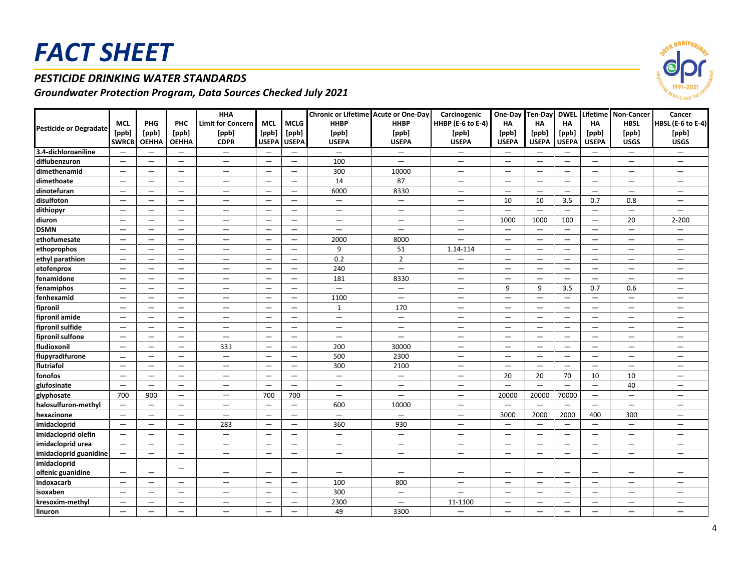# FACT SHEET

## *PESTICIDE DRINKING WATER STANDARDS*

### *Groundwater Protection Program, Data Sources Checked July 2021*

| Pesticide or Degradate | MCL [ppb] SWRCB | PHG [ppb] OEHHA | PHC [ppb] OEHHA | HHA Limit for Concern [ppb] CDPR | MCL [ppb] USEPA | MCLG [ppb] USEPA | Chronic or Lifetime HHBP [ppb] USEPA | Acute or One-Day HHBP [ppb] USEPA | Carcinogenic HHBP (E-6 to E-4) [ppb] USEPA | One-Day HA [ppb] USEPA | Ten-Day HA [ppb] USEPA | DWEL HA [ppb] USEPA | Lifetime HA [ppb] USEPA | Non-Cancer HBSL [ppb] USGS | Cancer HBSL (E-6 to E-4) [ppb] USGS |
|---|---|---|---|---|---|---|---|---|---|---|---|---|---|---|---|
| 3.4-dichloroaniline | — | — | — | — | — | — | — | — | — | — | — | — | — | — | — |
| diflubenzuron | — | — | — | — | — | — | 100 | — | — | — | — | — | — | — | — |
| dimethenamid | — | — | — | — | — | — | 300 | 10000 | — | — | — | — | — | — | — |
| dimethoate | — | — | — | — | — | — | 14 | 87 | — | — | — | — | — | — | — |
| dinotefuran | — | — | — | — | — | — | 6000 | 8330 | — | — | — | — | — | — | — |
| disulfoton | — | — | — | — | — | — | — | — | — | 10 | 10 | 3.5 | 0.7 | 0.8 | — |
| dithiopyr | — | — | — | — | — | — | — | — | — | — | — | — | — | — | — |
| diuron | — | — | — | — | — | — | — | — | — | 1000 | 1000 | 100 | — | 20 | 2-200 |
| DSMN | — | — | — | — | — | — | — | — | — | — | — | — | — | — | — |
| ethofumesate | — | — | — | — | — | — | 2000 | 8000 | — | — | — | — | — | — | — |
| ethoprophos | — | — | — | — | — | — | 9 | 51 | 1.14-114 | — | — | — | — | — | — |
| ethyl parathion | — | — | — | — | — | — | 0.2 | 2 | — | — | — | — | — | — | — |
| etofenprox | — | — | — | — | — | — | 240 | — | — | — | — | — | — | — | — |
| fenamidone | — | — | — | — | — | — | 181 | 8330 | — | — | — | — | — | — | — |
| fenamiphos | — | — | — | — | — | — | — | — | — | 9 | 9 | 3.5 | 0.7 | 0.6 | — |
| fenhexamid | — | — | — | — | — | — | 1100 | — | — | — | — | — | — | — | — |
| fipronil | — | — | — | — | — | — | 1 | 170 | — | — | — | — | — | — | — |
| fipronil amide | — | — | — | — | — | — | — | — | — | — | — | — | — | — | — |
| fipronil sulfide | — | — | — | — | — | — | — | — | — | — | — | — | — | — | — |
| fipronil sulfone | — | — | — | — | — | — | — | — | — | — | — | — | — | — | — |
| fludioxonil | — | — | — | 331 | — | — | 200 | 30000 | — | — | — | — | — | — | — |
| flupyradifurone | — | — | — | — | — | — | 500 | 2300 | — | — | — | — | — | — | — |
| flutriafol | — | — | — | — | — | — | 300 | 2100 | — | — | — | — | — | — | — |
| fonofos | — | — | — | — | — | — | — | — | — | 20 | 20 | 70 | 10 | 10 | — |
| glufosinate | — | — | — | — | — | — | — | — | — | — | — | — | — | 40 | — |
| glyphosate | 700 | 900 | — | — | 700 | 700 | — | — | — | 20000 | 20000 | 70000 | — | — | — |
| halosulfuron-methyl | — | — | — | — | — | — | 600 | 10000 | — | — | — | — | — | — | — |
| hexazinone | — | — | — | — | — | — | — | — | — | 3000 | 2000 | 2000 | 400 | 300 | — |
| imidacloprid | — | — | — | 283 | — | — | 360 | 930 | — | — | — | — | — | — | — |
| imidacloprid olefin | — | — | — | — | — | — | — | — | — | — | — | — | — | — | — |
| imidacloprid urea | — | — | — | — | — | — | — | — | — | — | — | — | — | — | — |
| imidacloprid guanidine | — | — | — | — | — | — | — | — | — | — | — | — | — | — | — |
| imidacloprid olfenic guanidine | — | — | — | — | — | — | — | — | — | — | — | — | — | — | — |
| indoxacarb | — | — | — | — | — | — | 100 | 800 | — | — | — | — | — | — | — |
| isoxaben | — | — | — | — | — | — | 300 | — | — | — | — | — | — | — | — |
| kresoxim-methyl | — | — | — | — | — | — | 2300 | — | 11-1100 | — | — | — | — | — | — |
| linuron | — | — | — | — | — | — | 49 | 3300 | — | — | — | — | — | — | — |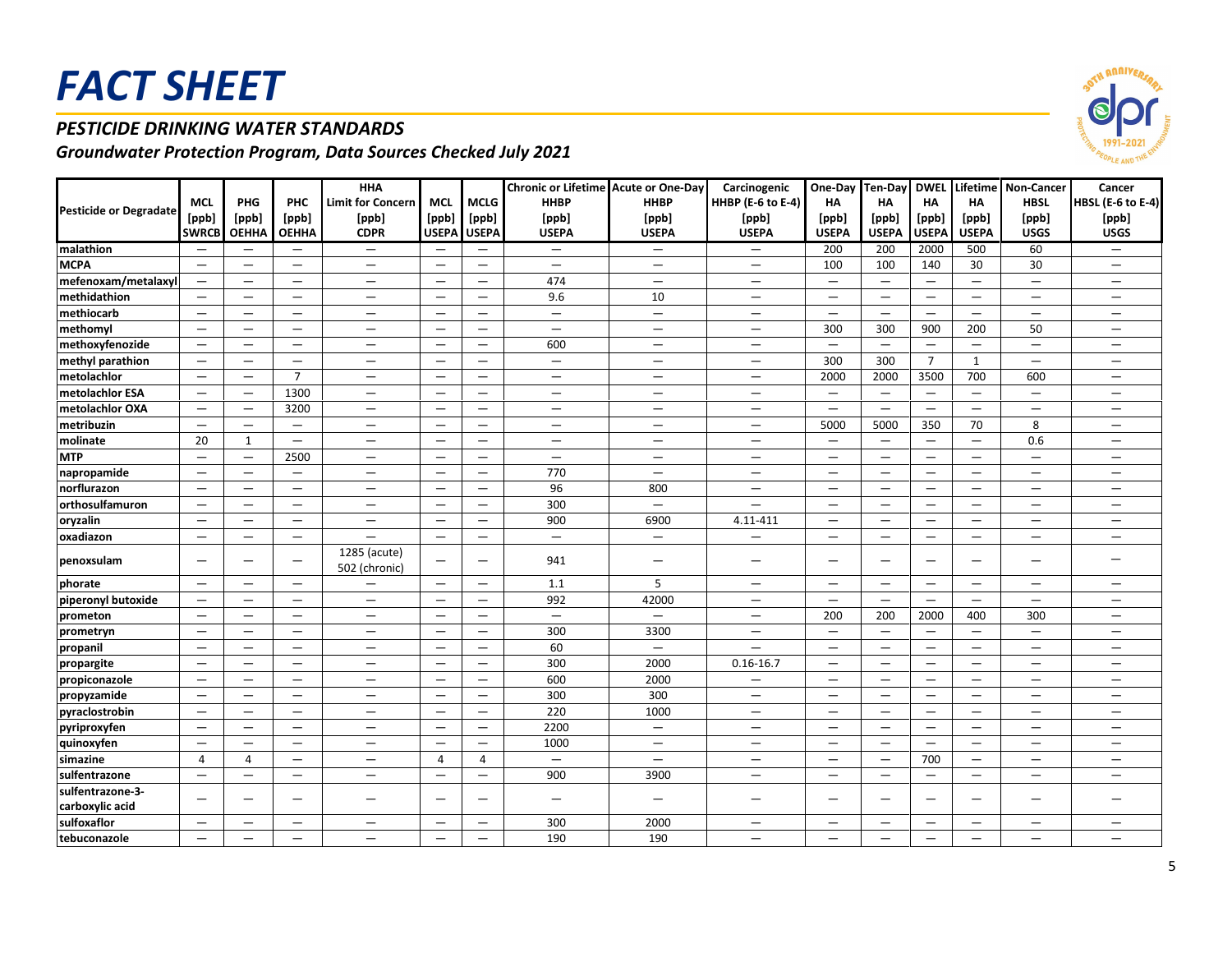# FACT SHEET

## PESTICIDE DRINKING WATER STANDARDS

### Groundwater Protection Program, Data Sources Checked July 2021

| Pesticide or Degradate | MCL [ppb] SWRCB | PHG [ppb] OEHHA | PHC [ppb] OEHHA | HHA Limit for Concern [ppb] CDPR | MCL [ppb] USEPA | MCLG [ppb] USEPA | Chronic or Lifetime HHBP [ppb] USEPA | Acute or One-Day HHBP [ppb] USEPA | Carcinogenic HHBP (E-6 to E-4) [ppb] USEPA | One-Day HA [ppb] USEPA | Ten-Day HA [ppb] USEPA | DWEL HA [ppb] USEPA | Lifetime HA [ppb] USEPA | Non-Cancer HBSL [ppb] USGS | Cancer HBSL (E-6 to E-4) [ppb] USGS |
|---|---|---|---|---|---|---|---|---|---|---|---|---|---|---|---|
| malathion | — | — | — | — | — | — | — | — | — | 200 | 200 | 2000 | 500 | 60 | — |
| MCPA | — | — | — | — | — | — | — | — | — | 100 | 100 | 140 | 30 | 30 | — |
| mefenoxam/metalaxyl | — | — | — | — | — | — | 474 | — | — | — | — | — | — | — | — |
| methidathion | — | — | — | — | — | — | 9.6 | 10 | — | — | — | — | — | — | — |
| methiocarb | — | — | — | — | — | — | — | — | — | — | — | — | — | — | — |
| methomyl | — | — | — | — | — | — | — | — | — | 300 | 300 | 900 | 200 | 50 | — |
| methoxyfenozide | — | — | — | — | — | — | 600 | — | — | — | — | — | — | — | — |
| methyl parathion | — | — | — | — | — | — | — | — | — | 300 | 300 | 7 | 1 | — | — |
| metolachlor | — | — | 7 | — | — | — | — | — | — | 2000 | 2000 | 3500 | 700 | 600 | — |
| metolachlor ESA | — | — | 1300 | — | — | — | — | — | — | — | — | — | — | — | — |
| metolachlor OXA | — | — | 3200 | — | — | — | — | — | — | — | — | — | — | — | — |
| metribuzin | — | — | — | — | — | — | — | — | — | 5000 | 5000 | 350 | 70 | 8 | — |
| molinate | 20 | 1 | — | — | — | — | — | — | — | — | — | — | — | 0.6 | — |
| MTP | — | — | 2500 | — | — | — | — | — | — | — | — | — | — | — | — |
| napropamide | — | — | — | — | — | — | 770 | — | — | — | — | — | — | — | — |
| norflurazon | — | — | — | — | — | — | 96 | 800 | — | — | — | — | — | — | — |
| orthosulfamuron | — | — | — | — | — | — | 300 | — | — | — | — | — | — | — | — |
| oryzalin | — | — | — | — | — | — | 900 | 6900 | 4.11-411 | — | — | — | — | — | — |
| oxadiazon | — | — | — | — | — | — | — | — | — | — | — | — | — | — | — |
| penoxsulam | — | — | — | 1285 (acute) 502 (chronic) | — | — | 941 | — | — | — | — | — | — | — | — |
| phorate | — | — | — | — | — | — | 1.1 | 5 | — | — | — | — | — | — | — |
| piperonyl butoxide | — | — | — | — | — | — | 992 | 42000 | — | — | — | — | — | — | — |
| prometon | — | — | — | — | — | — | — | — | — | 200 | 200 | 2000 | 400 | 300 | — |
| prometryn | — | — | — | — | — | — | 300 | 3300 | — | — | — | — | — | — | — |
| propanil | — | — | — | — | — | — | 60 | — | — | — | — | — | — | — | — |
| propargite | — | — | — | — | — | — | 300 | 2000 | 0.16-16.7 | — | — | — | — | — | — |
| propiconazole | — | — | — | — | — | — | 600 | 2000 | — | — | — | — | — | — | — |
| propyzamide | — | — | — | — | — | — | 300 | 300 | — | — | — | — | — | — | — |
| pyraclostrobin | — | — | — | — | — | — | 220 | 1000 | — | — | — | — | — | — | — |
| pyriproxyfen | — | — | — | — | — | — | 2200 | — | — | — | — | — | — | — | — |
| quinoxyfen | — | — | — | — | — | — | 1000 | — | — | — | — | — | — | — | — |
| simazine | 4 | 4 | — | — | 4 | 4 | — | — | — | — | — | 700 | — | — | — |
| sulfentrazone | — | — | — | — | — | — | 900 | 3900 | — | — | — | — | — | — | — |
| sulfentrazone-3-carboxylic acid | — | — | — | — | — | — | — | — | — | — | — | — | — | — | — |
| sulfoxaflor | — | — | — | — | — | — | 300 | 2000 | — | — | — | — | — | — | — |
| tebuconazole | — | — | — | — | — | — | 190 | 190 | — | — | — | — | — | — | — |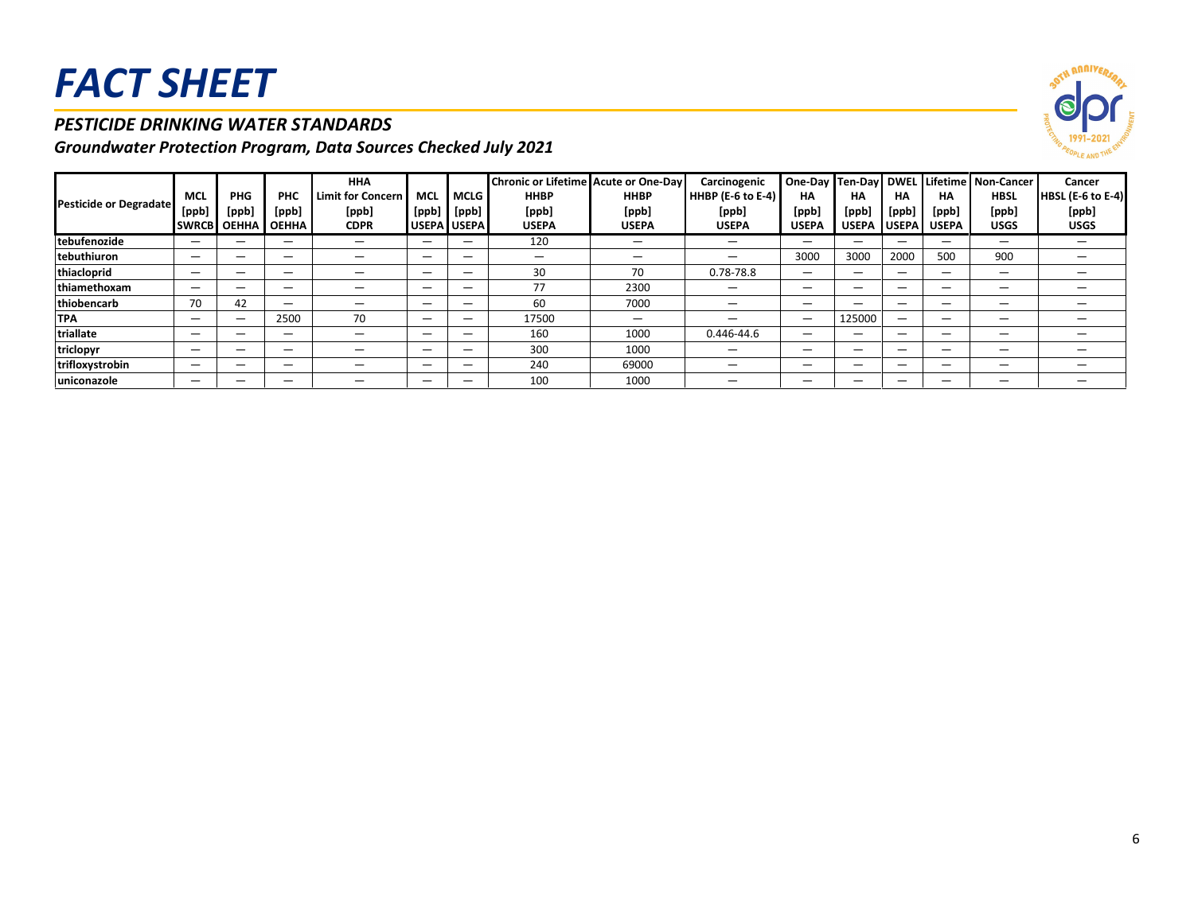# FACT SHEET

### *PESTICIDE DRINKING WATER STANDARDS*

### *Groundwater Protection Program, Data Sources Checked July 2021*

| Pesticide or Degradate | MCL [ppb] SWRCB | PHG [ppb] OEHHA | PHC [ppb] OEHHA | HHA Limit for Concern [ppb] CDPR | MCL [ppb] USEPA | MCLG [ppb] USEPA | Chronic or Lifetime HHBP [ppb] USEPA | Acute or One-Day HHBP [ppb] USEPA | Carcinogenic HHBP (E-6 to E-4) [ppb] USEPA | One-Day HA [ppb] USEPA | Ten-Day HA [ppb] USEPA | DWEL HA [ppb] USEPA | Lifetime HA [ppb] USEPA | Non-Cancer HBSL [ppb] USGS | Cancer HBSL (E-6 to E-4) [ppb] USGS |
|---|---|---|---|---|---|---|---|---|---|---|---|---|---|---|---|
| **tebufenozide** | — | — | — | — | — | — | 120 | — | — | — | — | — | — | — | — |
| **tebuthiuron** | — | — | — | — | — | — | — | — | — | 3000 | 3000 | 2000 | 500 | 900 | — |
| **thiacloprid** | — | — | — | — | — | — | 30 | 70 | 0.78-78.8 | — | — | — | — | — | — |
| **thiamethoxam** | — | — | — | — | — | — | 77 | 2300 | — | — | — | — | — | — | — |
| **thiobencarb** | 70 | 42 | — | — | — | — | 60 | 7000 | — | — | — | — | — | — | — |
| **TPA** | — | — | 2500 | 70 | — | — | 17500 | — | — | — | 125000 | — | — | — | — |
| **triallate** | — | — | — | — | — | — | 160 | 1000 | 0.446-44.6 | — | — | — | — | — | — |
| **triclopyr** | — | — | — | — | — | — | 300 | 1000 | — | — | — | — | — | — | — |
| **trifloxystrobin** | — | — | — | — | — | — | 240 | 69000 | — | — | — | — | — | — | — |
| **uniconazole** | — | — | — | — | — | — | 100 | 1000 | — | — | — | — | — | — | — |